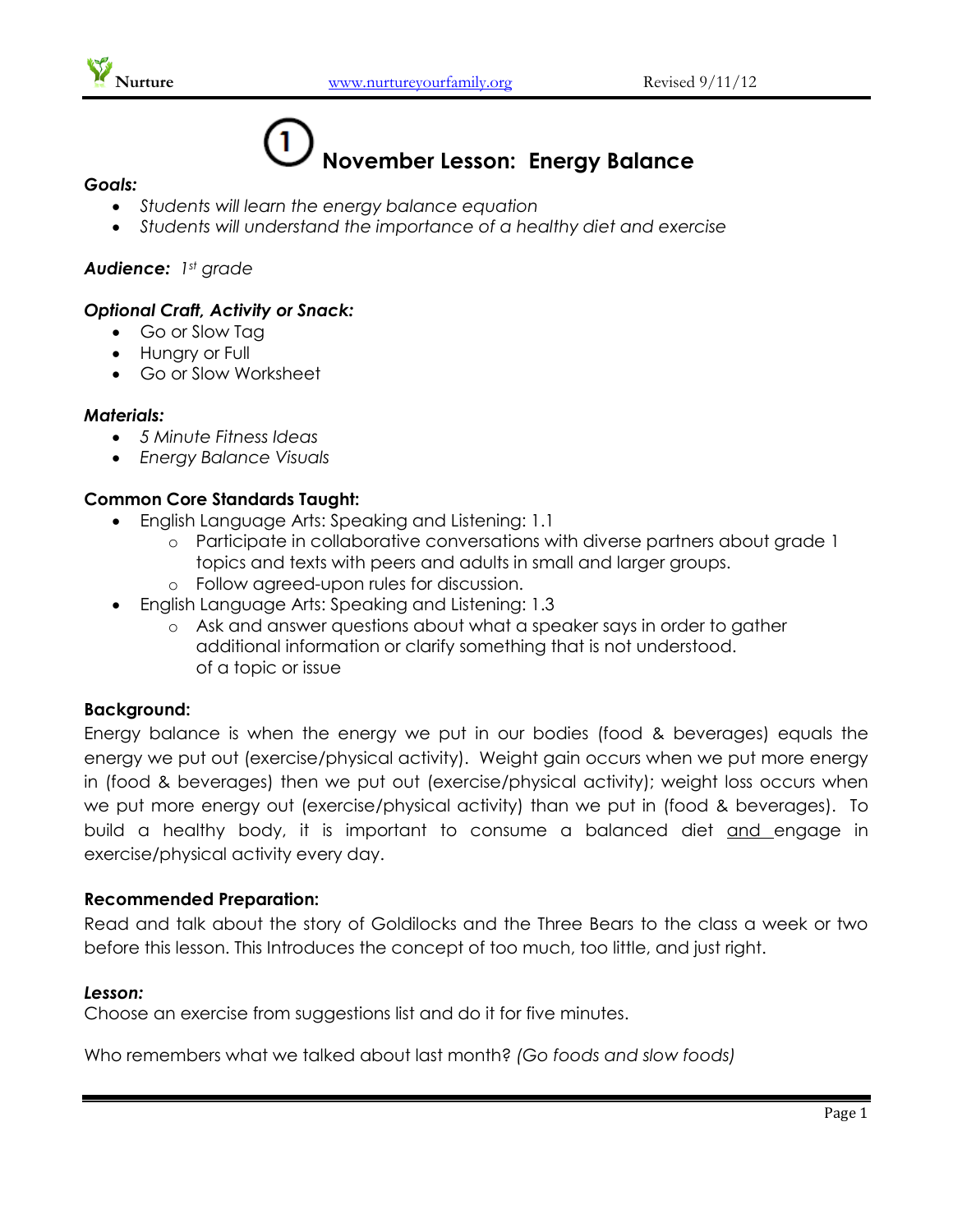# ① November Lesson: Energy Balance

***Goals:***

- *Students will learn the energy balance equation*
- *Students will understand the importance of a healthy diet and exercise*

***Audience:*** *1st grade*

***Optional Craft, Activity or Snack:***

- Go or Slow Tag
- Hungry or Full
- Go or Slow Worksheet

***Materials:***

- *5 Minute Fitness Ideas*
- *Energy Balance Visuals*

**Common Core Standards Taught:**

- English Language Arts: Speaking and Listening: 1.1
  - Participate in collaborative conversations with diverse partners about grade 1 topics and texts with peers and adults in small and larger groups.
  - Follow agreed-upon rules for discussion.
- English Language Arts: Speaking and Listening: 1.3
  - Ask and answer questions about what a speaker says in order to gather additional information or clarify something that is not understood. of a topic or issue

**Background:**

Energy balance is when the energy we put in our bodies (food & beverages) equals the energy we put out (exercise/physical activity). Weight gain occurs when we put more energy in (food & beverages) then we put out (exercise/physical activity); weight loss occurs when we put more energy out (exercise/physical activity) than we put in (food & beverages). To build a healthy body, it is important to consume a balanced diet <u>and</u> engage in exercise/physical activity every day.

**Recommended Preparation:**

Read and talk about the story of Goldilocks and the Three Bears to the class a week or two before this lesson. This Introduces the concept of too much, too little, and just right.

***Lesson:***

Choose an exercise from suggestions list and do it for five minutes.

Who remembers what we talked about last month? *(Go foods and slow foods)*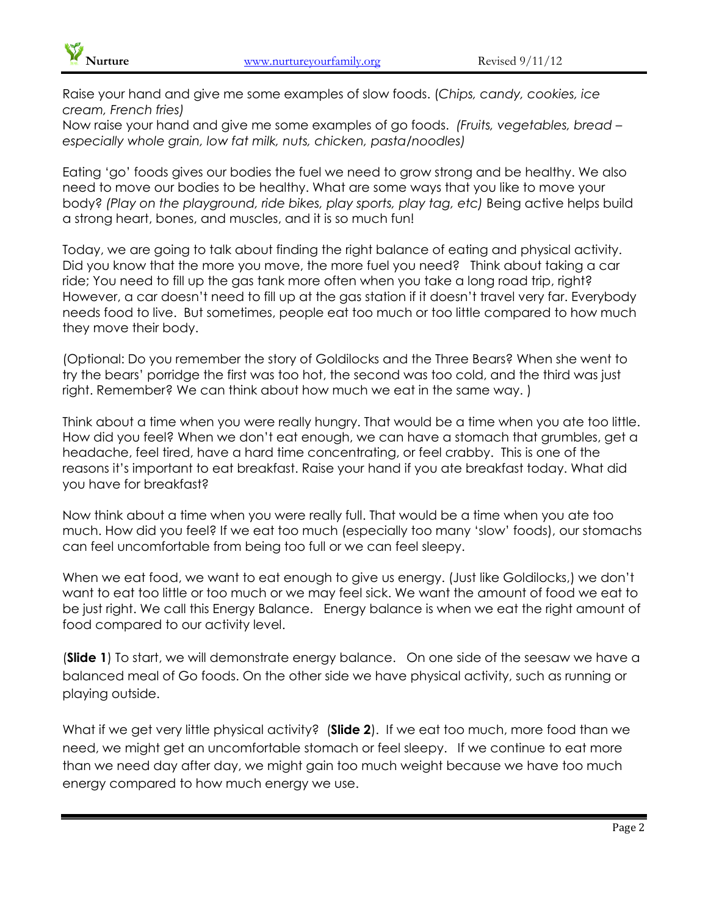Raise your hand and give me some examples of slow foods. (*Chips, candy, cookies, ice cream, French fries)*
Now raise your hand and give me some examples of go foods. *(Fruits, vegetables, bread – especially whole grain, low fat milk, nuts, chicken, pasta/noodles)*

Eating 'go' foods gives our bodies the fuel we need to grow strong and be healthy. We also need to move our bodies to be healthy. What are some ways that you like to move your body? *(Play on the playground, ride bikes, play sports, play tag, etc)* Being active helps build a strong heart, bones, and muscles, and it is so much fun!

Today, we are going to talk about finding the right balance of eating and physical activity. Did you know that the more you move, the more fuel you need? Think about taking a car ride; You need to fill up the gas tank more often when you take a long road trip, right? However, a car doesn't need to fill up at the gas station if it doesn't travel very far. Everybody needs food to live. But sometimes, people eat too much or too little compared to how much they move their body.

(Optional: Do you remember the story of Goldilocks and the Three Bears? When she went to try the bears' porridge the first was too hot, the second was too cold, and the third was just right. Remember? We can think about how much we eat in the same way. )

Think about a time when you were really hungry. That would be a time when you ate too little. How did you feel? When we don't eat enough, we can have a stomach that grumbles, get a headache, feel tired, have a hard time concentrating, or feel crabby. This is one of the reasons it's important to eat breakfast. Raise your hand if you ate breakfast today. What did you have for breakfast?

Now think about a time when you were really full. That would be a time when you ate too much. How did you feel? If we eat too much (especially too many 'slow' foods), our stomachs can feel uncomfortable from being too full or we can feel sleepy.

When we eat food, we want to eat enough to give us energy. (Just like Goldilocks,) we don't want to eat too little or too much or we may feel sick. We want the amount of food we eat to be just right. We call this Energy Balance. Energy balance is when we eat the right amount of food compared to our activity level.

(**Slide 1**) To start, we will demonstrate energy balance. On one side of the seesaw we have a balanced meal of Go foods. On the other side we have physical activity, such as running or playing outside.

What if we get very little physical activity? (**Slide 2**). If we eat too much, more food than we need, we might get an uncomfortable stomach or feel sleepy. If we continue to eat more than we need day after day, we might gain too much weight because we have too much energy compared to how much energy we use.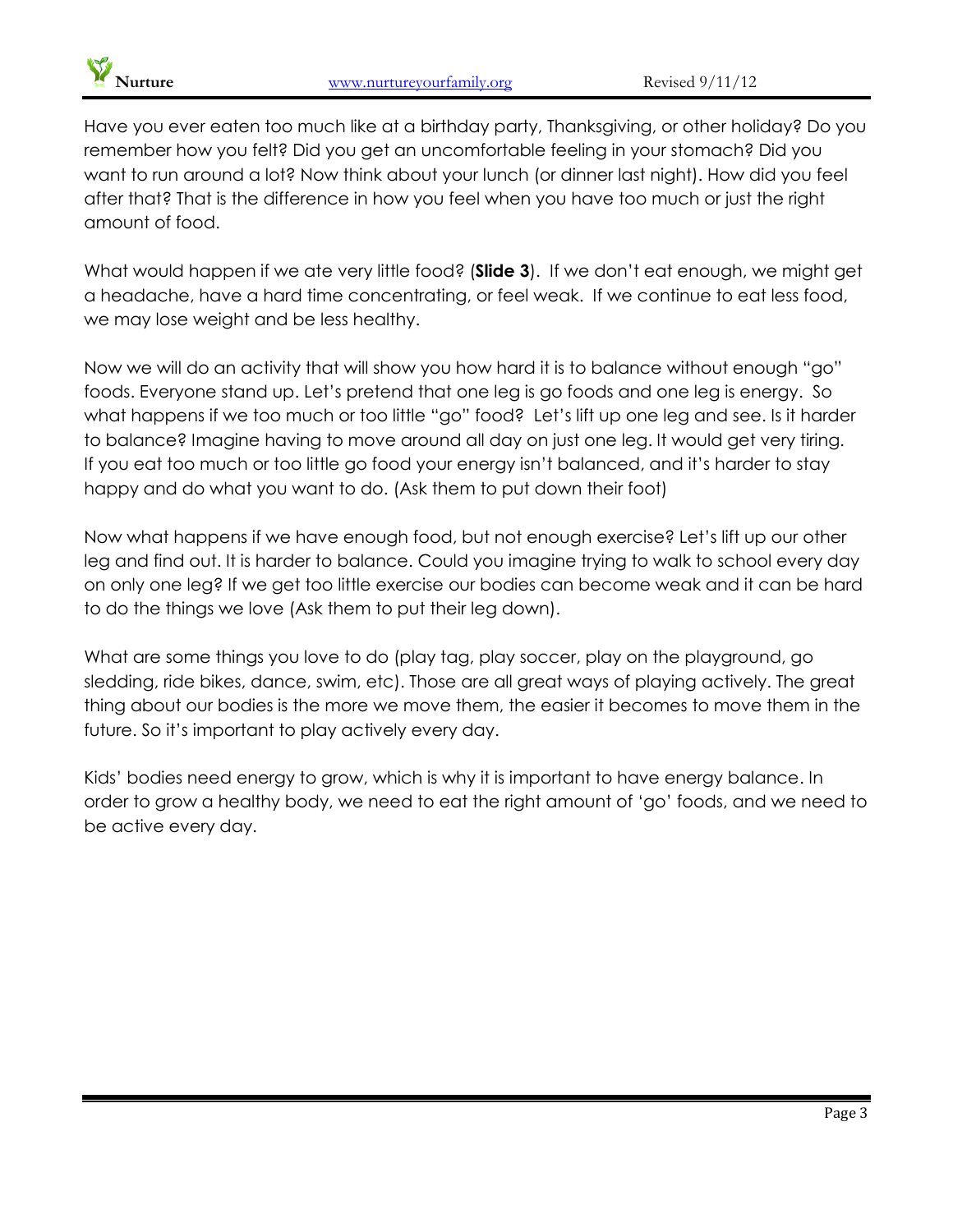Have you ever eaten too much like at a birthday party, Thanksgiving, or other holiday? Do you remember how you felt? Did you get an uncomfortable feeling in your stomach? Did you want to run around a lot? Now think about your lunch (or dinner last night). How did you feel after that? That is the difference in how you feel when you have too much or just the right amount of food.

What would happen if we ate very little food? (**Slide 3**). If we don't eat enough, we might get a headache, have a hard time concentrating, or feel weak. If we continue to eat less food, we may lose weight and be less healthy.

Now we will do an activity that will show you how hard it is to balance without enough "go" foods. Everyone stand up. Let's pretend that one leg is go foods and one leg is energy. So what happens if we too much or too little "go" food? Let's lift up one leg and see. Is it harder to balance? Imagine having to move around all day on just one leg. It would get very tiring. If you eat too much or too little go food your energy isn't balanced, and it's harder to stay happy and do what you want to do. (Ask them to put down their foot)

Now what happens if we have enough food, but not enough exercise? Let's lift up our other leg and find out. It is harder to balance. Could you imagine trying to walk to school every day on only one leg? If we get too little exercise our bodies can become weak and it can be hard to do the things we love (Ask them to put their leg down).

What are some things you love to do (play tag, play soccer, play on the playground, go sledding, ride bikes, dance, swim, etc). Those are all great ways of playing actively. The great thing about our bodies is the more we move them, the easier it becomes to move them in the future. So it's important to play actively every day.

Kids' bodies need energy to grow, which is why it is important to have energy balance. In order to grow a healthy body, we need to eat the right amount of 'go' foods, and we need to be active every day.